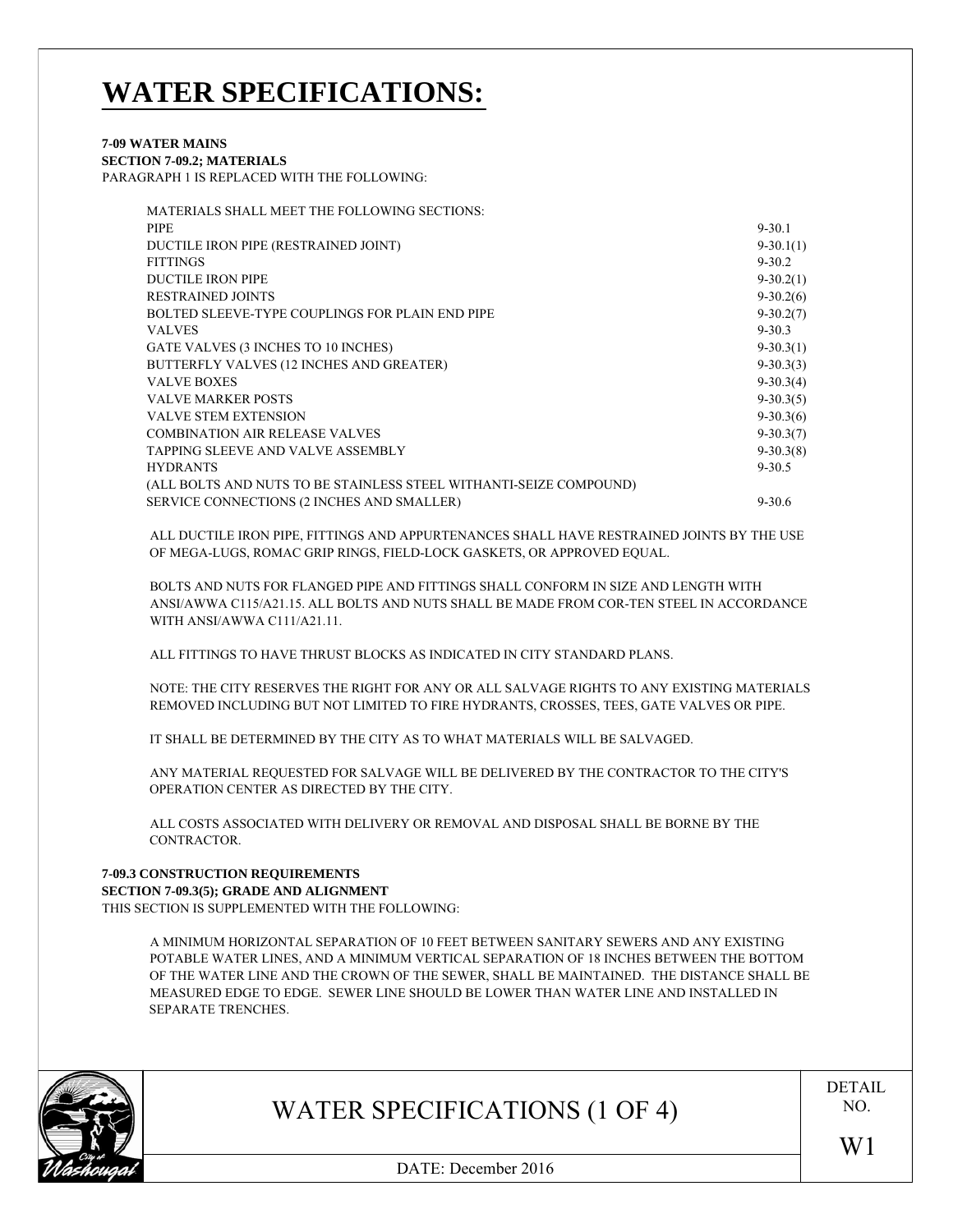# WATER SPECIFICATIONS:

**7-09 WATER MAINS**
**SECTION 7-09.2; MATERIALS**
PARAGRAPH 1 IS REPLACED WITH THE FOLLOWING:

| MATERIALS SHALL MEET THE FOLLOWING SECTIONS: | |
|---|---|
| PIPE | 9-30.1 |
| DUCTILE IRON PIPE (RESTRAINED JOINT) | 9-30.1(1) |
| FITTINGS | 9-30.2 |
| DUCTILE IRON PIPE | 9-30.2(1) |
| RESTRAINED JOINTS | 9-30.2(6) |
| BOLTED SLEEVE-TYPE COUPLINGS FOR PLAIN END PIPE | 9-30.2(7) |
| VALVES | 9-30.3 |
| GATE VALVES (3 INCHES TO 10 INCHES) | 9-30.3(1) |
| BUTTERFLY VALVES (12 INCHES AND GREATER) | 9-30.3(3) |
| VALVE BOXES | 9-30.3(4) |
| VALVE MARKER POSTS | 9-30.3(5) |
| VALVE STEM EXTENSION | 9-30.3(6) |
| COMBINATION AIR RELEASE VALVES | 9-30.3(7) |
| TAPPING SLEEVE AND VALVE ASSEMBLY | 9-30.3(8) |
| HYDRANTS | 9-30.5 |
| (ALL BOLTS AND NUTS TO BE STAINLESS STEEL WITHANTI-SEIZE COMPOUND) | |
| SERVICE CONNECTIONS (2 INCHES AND SMALLER) | 9-30.6 |

ALL DUCTILE IRON PIPE, FITTINGS AND APPURTENANCES SHALL HAVE RESTRAINED JOINTS BY THE USE OF MEGA-LUGS, ROMAC GRIP RINGS, FIELD-LOCK GASKETS, OR APPROVED EQUAL.

BOLTS AND NUTS FOR FLANGED PIPE AND FITTINGS SHALL CONFORM IN SIZE AND LENGTH WITH ANSI/AWWA C115/A21.15. ALL BOLTS AND NUTS SHALL BE MADE FROM COR-TEN STEEL IN ACCORDANCE WITH ANSI/AWWA C111/A21.11.

ALL FITTINGS TO HAVE THRUST BLOCKS AS INDICATED IN CITY STANDARD PLANS.

NOTE: THE CITY RESERVES THE RIGHT FOR ANY OR ALL SALVAGE RIGHTS TO ANY EXISTING MATERIALS REMOVED INCLUDING BUT NOT LIMITED TO FIRE HYDRANTS, CROSSES, TEES, GATE VALVES OR PIPE.

IT SHALL BE DETERMINED BY THE CITY AS TO WHAT MATERIALS WILL BE SALVAGED.

ANY MATERIAL REQUESTED FOR SALVAGE WILL BE DELIVERED BY THE CONTRACTOR TO THE CITY'S OPERATION CENTER AS DIRECTED BY THE CITY.

ALL COSTS ASSOCIATED WITH DELIVERY OR REMOVAL AND DISPOSAL SHALL BE BORNE BY THE CONTRACTOR.

**7-09.3 CONSTRUCTION REQUIREMENTS**
**SECTION 7-09.3(5); GRADE AND ALIGNMENT**
THIS SECTION IS SUPPLEMENTED WITH THE FOLLOWING:

A MINIMUM HORIZONTAL SEPARATION OF 10 FEET BETWEEN SANITARY SEWERS AND ANY EXISTING POTABLE WATER LINES, AND A MINIMUM VERTICAL SEPARATION OF 18 INCHES BETWEEN THE BOTTOM OF THE WATER LINE AND THE CROWN OF THE SEWER, SHALL BE MAINTAINED. THE DISTANCE SHALL BE MEASURED EDGE TO EDGE. SEWER LINE SHOULD BE LOWER THAN WATER LINE AND INSTALLED IN SEPARATE TRENCHES.

City of Washougal

WATER SPECIFICATIONS (1 OF 4)

DATE: December 2016

DETAIL NO. W1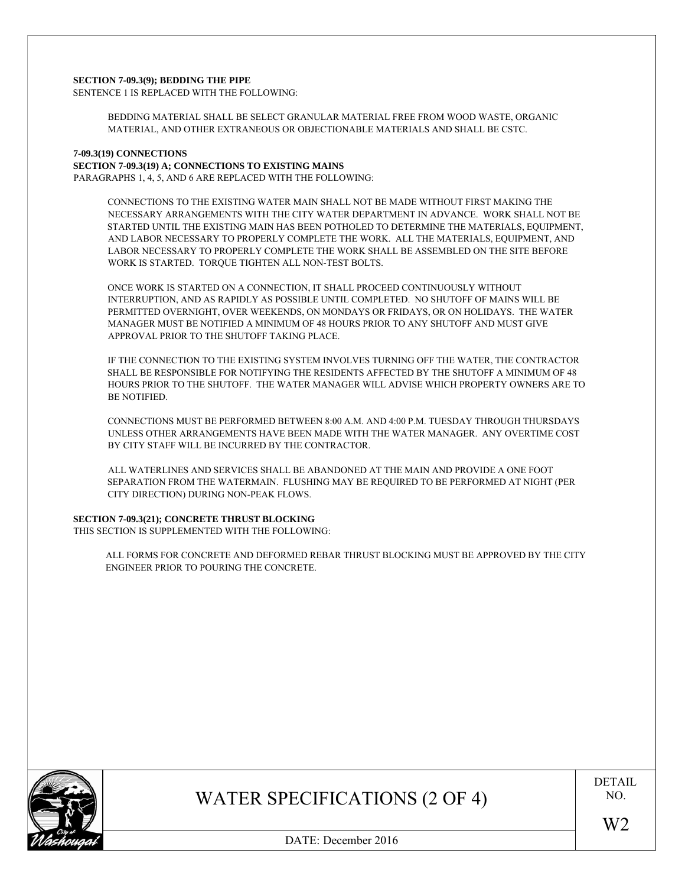**SECTION 7-09.3(9); BEDDING THE PIPE**

SENTENCE 1 IS REPLACED WITH THE FOLLOWING:

BEDDING MATERIAL SHALL BE SELECT GRANULAR MATERIAL FREE FROM WOOD WASTE, ORGANIC MATERIAL, AND OTHER EXTRANEOUS OR OBJECTIONABLE MATERIALS AND SHALL BE CSTC.

**7-09.3(19) CONNECTIONS**

**SECTION 7-09.3(19) A; CONNECTIONS TO EXISTING MAINS**

PARAGRAPHS 1, 4, 5, AND 6 ARE REPLACED WITH THE FOLLOWING:

CONNECTIONS TO THE EXISTING WATER MAIN SHALL NOT BE MADE WITHOUT FIRST MAKING THE NECESSARY ARRANGEMENTS WITH THE CITY WATER DEPARTMENT IN ADVANCE. WORK SHALL NOT BE STARTED UNTIL THE EXISTING MAIN HAS BEEN POTHOLED TO DETERMINE THE MATERIALS, EQUIPMENT, AND LABOR NECESSARY TO PROPERLY COMPLETE THE WORK. ALL THE MATERIALS, EQUIPMENT, AND LABOR NECESSARY TO PROPERLY COMPLETE THE WORK SHALL BE ASSEMBLED ON THE SITE BEFORE WORK IS STARTED. TORQUE TIGHTEN ALL NON-TEST BOLTS.

ONCE WORK IS STARTED ON A CONNECTION, IT SHALL PROCEED CONTINUOUSLY WITHOUT INTERRUPTION, AND AS RAPIDLY AS POSSIBLE UNTIL COMPLETED. NO SHUTOFF OF MAINS WILL BE PERMITTED OVERNIGHT, OVER WEEKENDS, ON MONDAYS OR FRIDAYS, OR ON HOLIDAYS. THE WATER MANAGER MUST BE NOTIFIED A MINIMUM OF 48 HOURS PRIOR TO ANY SHUTOFF AND MUST GIVE APPROVAL PRIOR TO THE SHUTOFF TAKING PLACE.

IF THE CONNECTION TO THE EXISTING SYSTEM INVOLVES TURNING OFF THE WATER, THE CONTRACTOR SHALL BE RESPONSIBLE FOR NOTIFYING THE RESIDENTS AFFECTED BY THE SHUTOFF A MINIMUM OF 48 HOURS PRIOR TO THE SHUTOFF. THE WATER MANAGER WILL ADVISE WHICH PROPERTY OWNERS ARE TO BE NOTIFIED.

CONNECTIONS MUST BE PERFORMED BETWEEN 8:00 A.M. AND 4:00 P.M. TUESDAY THROUGH THURSDAYS UNLESS OTHER ARRANGEMENTS HAVE BEEN MADE WITH THE WATER MANAGER. ANY OVERTIME COST BY CITY STAFF WILL BE INCURRED BY THE CONTRACTOR.

ALL WATERLINES AND SERVICES SHALL BE ABANDONED AT THE MAIN AND PROVIDE A ONE FOOT SEPARATION FROM THE WATERMAIN. FLUSHING MAY BE REQUIRED TO BE PERFORMED AT NIGHT (PER CITY DIRECTION) DURING NON-PEAK FLOWS.

**SECTION 7-09.3(21); CONCRETE THRUST BLOCKING**

THIS SECTION IS SUPPLEMENTED WITH THE FOLLOWING:

ALL FORMS FOR CONCRETE AND DEFORMED REBAR THRUST BLOCKING MUST BE APPROVED BY THE CITY ENGINEER PRIOR TO POURING THE CONCRETE.

| | WATER SPECIFICATIONS (2 OF 4) | DETAIL NO. W2 |
|---|---|---|
| City of Washougal | DATE: December 2016 | |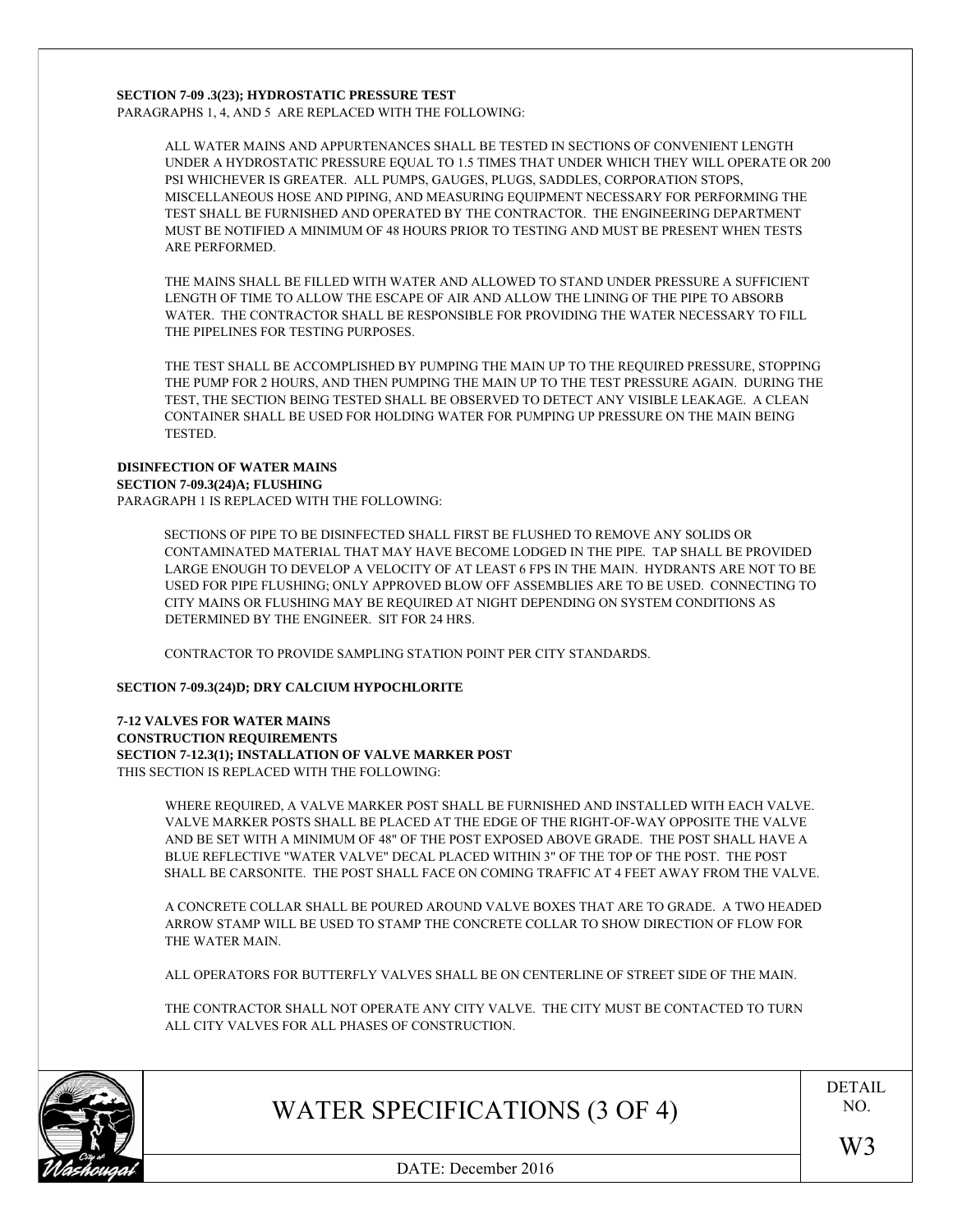**SECTION 7-09 .3(23); HYDROSTATIC PRESSURE TEST**

PARAGRAPHS 1, 4, AND 5 ARE REPLACED WITH THE FOLLOWING:

ALL WATER MAINS AND APPURTENANCES SHALL BE TESTED IN SECTIONS OF CONVENIENT LENGTH UNDER A HYDROSTATIC PRESSURE EQUAL TO 1.5 TIMES THAT UNDER WHICH THEY WILL OPERATE OR 200 PSI WHICHEVER IS GREATER. ALL PUMPS, GAUGES, PLUGS, SADDLES, CORPORATION STOPS, MISCELLANEOUS HOSE AND PIPING, AND MEASURING EQUIPMENT NECESSARY FOR PERFORMING THE TEST SHALL BE FURNISHED AND OPERATED BY THE CONTRACTOR. THE ENGINEERING DEPARTMENT MUST BE NOTIFIED A MINIMUM OF 48 HOURS PRIOR TO TESTING AND MUST BE PRESENT WHEN TESTS ARE PERFORMED.

THE MAINS SHALL BE FILLED WITH WATER AND ALLOWED TO STAND UNDER PRESSURE A SUFFICIENT LENGTH OF TIME TO ALLOW THE ESCAPE OF AIR AND ALLOW THE LINING OF THE PIPE TO ABSORB WATER. THE CONTRACTOR SHALL BE RESPONSIBLE FOR PROVIDING THE WATER NECESSARY TO FILL THE PIPELINES FOR TESTING PURPOSES.

THE TEST SHALL BE ACCOMPLISHED BY PUMPING THE MAIN UP TO THE REQUIRED PRESSURE, STOPPING THE PUMP FOR 2 HOURS, AND THEN PUMPING THE MAIN UP TO THE TEST PRESSURE AGAIN. DURING THE TEST, THE SECTION BEING TESTED SHALL BE OBSERVED TO DETECT ANY VISIBLE LEAKAGE. A CLEAN CONTAINER SHALL BE USED FOR HOLDING WATER FOR PUMPING UP PRESSURE ON THE MAIN BEING TESTED.

**DISINFECTION OF WATER MAINS**

**SECTION 7-09.3(24)A; FLUSHING**

PARAGRAPH 1 IS REPLACED WITH THE FOLLOWING:

SECTIONS OF PIPE TO BE DISINFECTED SHALL FIRST BE FLUSHED TO REMOVE ANY SOLIDS OR CONTAMINATED MATERIAL THAT MAY HAVE BECOME LODGED IN THE PIPE. TAP SHALL BE PROVIDED LARGE ENOUGH TO DEVELOP A VELOCITY OF AT LEAST 6 FPS IN THE MAIN. HYDRANTS ARE NOT TO BE USED FOR PIPE FLUSHING; ONLY APPROVED BLOW OFF ASSEMBLIES ARE TO BE USED. CONNECTING TO CITY MAINS OR FLUSHING MAY BE REQUIRED AT NIGHT DEPENDING ON SYSTEM CONDITIONS AS DETERMINED BY THE ENGINEER. SIT FOR 24 HRS.

CONTRACTOR TO PROVIDE SAMPLING STATION POINT PER CITY STANDARDS.

**SECTION 7-09.3(24)D; DRY CALCIUM HYPOCHLORITE**

**7-12 VALVES FOR WATER MAINS**

**CONSTRUCTION REQUIREMENTS**

**SECTION 7-12.3(1); INSTALLATION OF VALVE MARKER POST**

THIS SECTION IS REPLACED WITH THE FOLLOWING:

WHERE REQUIRED, A VALVE MARKER POST SHALL BE FURNISHED AND INSTALLED WITH EACH VALVE. VALVE MARKER POSTS SHALL BE PLACED AT THE EDGE OF THE RIGHT-OF-WAY OPPOSITE THE VALVE AND BE SET WITH A MINIMUM OF 48" OF THE POST EXPOSED ABOVE GRADE. THE POST SHALL HAVE A BLUE REFLECTIVE "WATER VALVE" DECAL PLACED WITHIN 3" OF THE TOP OF THE POST. THE POST SHALL BE CARSONITE. THE POST SHALL FACE ON COMING TRAFFIC AT 4 FEET AWAY FROM THE VALVE.

A CONCRETE COLLAR SHALL BE POURED AROUND VALVE BOXES THAT ARE TO GRADE. A TWO HEADED ARROW STAMP WILL BE USED TO STAMP THE CONCRETE COLLAR TO SHOW DIRECTION OF FLOW FOR THE WATER MAIN.

ALL OPERATORS FOR BUTTERFLY VALVES SHALL BE ON CENTERLINE OF STREET SIDE OF THE MAIN.

THE CONTRACTOR SHALL NOT OPERATE ANY CITY VALVE. THE CITY MUST BE CONTACTED TO TURN ALL CITY VALVES FOR ALL PHASES OF CONSTRUCTION.

| City of Washougal | WATER SPECIFICATIONS (3 OF 4) | DETAIL NO. W3 |
| --- | --- | --- |
| | DATE: December 2016 | |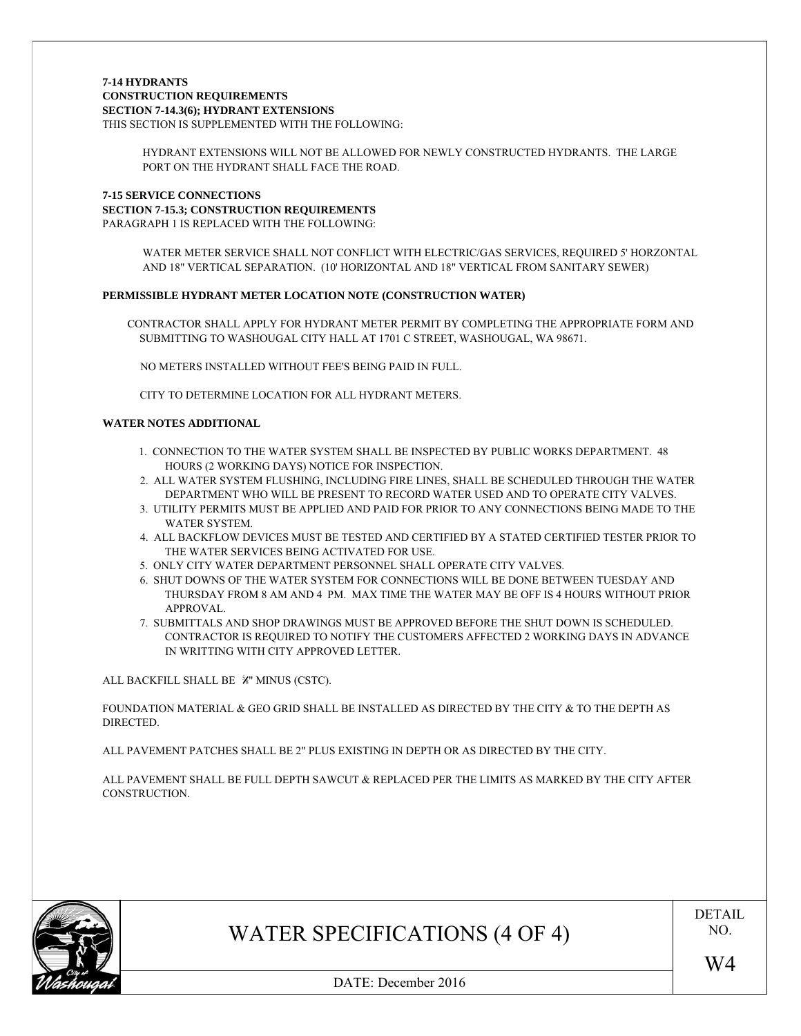**7-14 HYDRANTS**
**CONSTRUCTION REQUIREMENTS**
**SECTION 7-14.3(6); HYDRANT EXTENSIONS**
THIS SECTION IS SUPPLEMENTED WITH THE FOLLOWING:

HYDRANT EXTENSIONS WILL NOT BE ALLOWED FOR NEWLY CONSTRUCTED HYDRANTS. THE LARGE PORT ON THE HYDRANT SHALL FACE THE ROAD.

**7-15 SERVICE CONNECTIONS**
**SECTION 7-15.3; CONSTRUCTION REQUIREMENTS**
PARAGRAPH 1 IS REPLACED WITH THE FOLLOWING:

WATER METER SERVICE SHALL NOT CONFLICT WITH ELECTRIC/GAS SERVICES, REQUIRED 5' HORZONTAL AND 18" VERTICAL SEPARATION. (10' HORIZONTAL AND 18" VERTICAL FROM SANITARY SEWER)

**PERMISSIBLE HYDRANT METER LOCATION NOTE (CONSTRUCTION WATER)**

CONTRACTOR SHALL APPLY FOR HYDRANT METER PERMIT BY COMPLETING THE APPROPRIATE FORM AND SUBMITTING TO WASHOUGAL CITY HALL AT 1701 C STREET, WASHOUGAL, WA 98671.

NO METERS INSTALLED WITHOUT FEE'S BEING PAID IN FULL.

CITY TO DETERMINE LOCATION FOR ALL HYDRANT METERS.

**WATER NOTES ADDITIONAL**

1. CONNECTION TO THE WATER SYSTEM SHALL BE INSPECTED BY PUBLIC WORKS DEPARTMENT. 48 HOURS (2 WORKING DAYS) NOTICE FOR INSPECTION.
2. ALL WATER SYSTEM FLUSHING, INCLUDING FIRE LINES, SHALL BE SCHEDULED THROUGH THE WATER DEPARTMENT WHO WILL BE PRESENT TO RECORD WATER USED AND TO OPERATE CITY VALVES.
3. UTILITY PERMITS MUST BE APPLIED AND PAID FOR PRIOR TO ANY CONNECTIONS BEING MADE TO THE WATER SYSTEM.
4. ALL BACKFLOW DEVICES MUST BE TESTED AND CERTIFIED BY A STATED CERTIFIED TESTER PRIOR TO THE WATER SERVICES BEING ACTIVATED FOR USE.
5. ONLY CITY WATER DEPARTMENT PERSONNEL SHALL OPERATE CITY VALVES.
6. SHUT DOWNS OF THE WATER SYSTEM FOR CONNECTIONS WILL BE DONE BETWEEN TUESDAY AND THURSDAY FROM 8 AM AND 4 PM. MAX TIME THE WATER MAY BE OFF IS 4 HOURS WITHOUT PRIOR APPROVAL.
7. SUBMITTALS AND SHOP DRAWINGS MUST BE APPROVED BEFORE THE SHUT DOWN IS SCHEDULED. CONTRACTOR IS REQUIRED TO NOTIFY THE CUSTOMERS AFFECTED 2 WORKING DAYS IN ADVANCE IN WRITTING WITH CITY APPROVED LETTER.

ALL BACKFILL SHALL BE ⅞" MINUS (CSTC).

FOUNDATION MATERIAL & GEO GRID SHALL BE INSTALLED AS DIRECTED BY THE CITY & TO THE DEPTH AS DIRECTED.

ALL PAVEMENT PATCHES SHALL BE 2" PLUS EXISTING IN DEPTH OR AS DIRECTED BY THE CITY.

ALL PAVEMENT SHALL BE FULL DEPTH SAWCUT & REPLACED PER THE LIMITS AS MARKED BY THE CITY AFTER CONSTRUCTION.

WATER SPECIFICATIONS (4 OF 4)

DATE: December 2016

DETAIL NO. W4